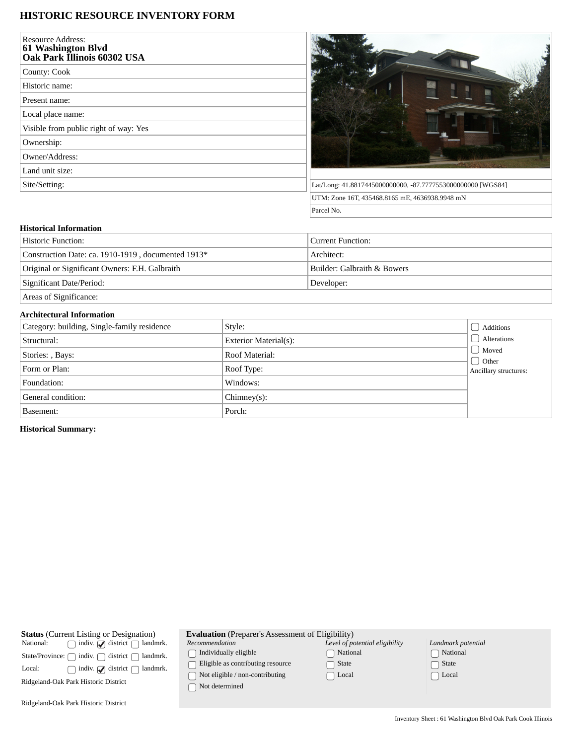# HISTORIC RESOURCE INVENTORY FORM

| Resource Address: **61 Washington Blvd Oak Park Illinois 60302 USA** |
|---|
| County: Cook |
| Historic name: |
| Present name: |
| Local place name: |
| Visible from public right of way: Yes |
| Ownership: |
| Owner/Address: |
| Land unit size: |
| Site/Setting: |

| |
|---|
| Lat/Long: 41.8817445000000000, -87.7777553000000000 [WGS84] |
| UTM: Zone 16T, 435468.8165 mE, 4636938.9948 mN |
| Parcel No. |

**Historical Information**

| | |
|---|---|
| Historic Function: | Current Function: |
| Construction Date: ca. 1910-1919 , documented 1913* | Architect: |
| Original or Significant Owners: F.H. Galbraith | Builder: Galbraith & Bowers |
| Significant Date/Period: | Developer: |
| Areas of Significance: | |

**Architectural Information**

| | | |
|---|---|---|
| Category: building, Single-family residence | Style: | ☐ Additions |
| Structural: | Exterior Material(s): | ☐ Alterations |
| Stories: , Bays: | Roof Material: | ☐ Moved |
| Form or Plan: | Roof Type: | ☐ Other |
| Foundation: | Windows: | Ancillary structures: |
| General condition: | Chimney(s): | |
| Basement: | Porch: | |

**Historical Summary:**

**Status** (Current Listing or Designation)

| | indiv. | district | landmrk. |
|---|---|---|---|
| National: | ☐ | ☑ | ☐ |
| State/Province: | ☐ | ☐ | ☐ |
| Local: | ☐ | ☑ | ☐ |

Ridgeland-Oak Park Historic District

Ridgeland-Oak Park Historic District

**Evaluation** (Preparer's Assessment of Eligibility)

| *Recommendation* | *Level of potential eligibility* | *Landmark potential* |
|---|---|---|
| ☐ Individually eligible | ☐ National | ☐ National |
| ☐ Eligible as contributing resource | ☐ State | ☐ State |
| ☐ Not eligible / non-contributing | ☐ Local | ☐ Local |
| ☐ Not determined | | |

Inventory Sheet : 61 Washington Blvd Oak Park Cook Illinois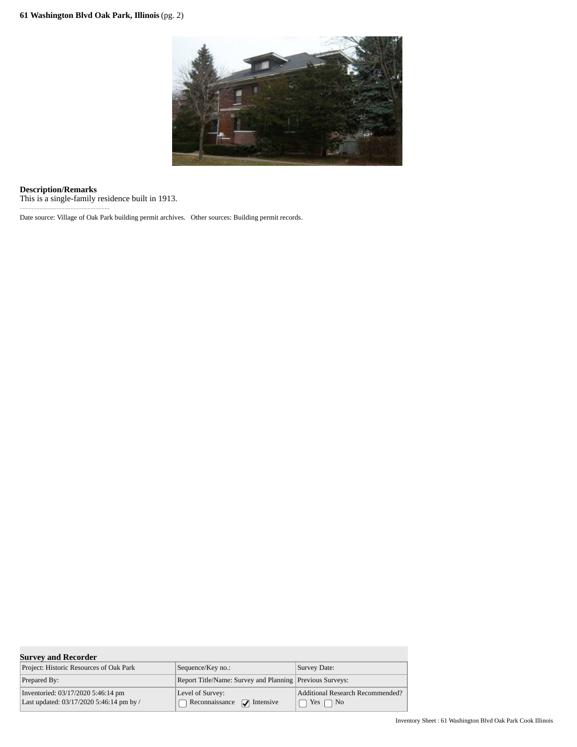**61 Washington Blvd Oak Park, Illinois** (pg. 2)

**Description/Remarks**

This is a single-family residence built in 1913.

---

Date source: Village of Oak Park building permit archives. Other sources: Building permit records.

**Survey and Recorder**

| | | |
|---|---|---|
| Project: Historic Resources of Oak Park | Sequence/Key no.: | Survey Date: |
| Prepared By: | Report Title/Name: Survey and Planning | Previous Surveys: |
| Inventoried: 03/17/2020 5:46:14 pm<br>Last updated: 03/17/2020 5:46:14 pm by / | Level of Survey:<br>☐ Reconnaissance ☑ Intensive | Additional Research Recommended?<br>☐ Yes ☐ No |

Inventory Sheet : 61 Washington Blvd Oak Park Cook Illinois